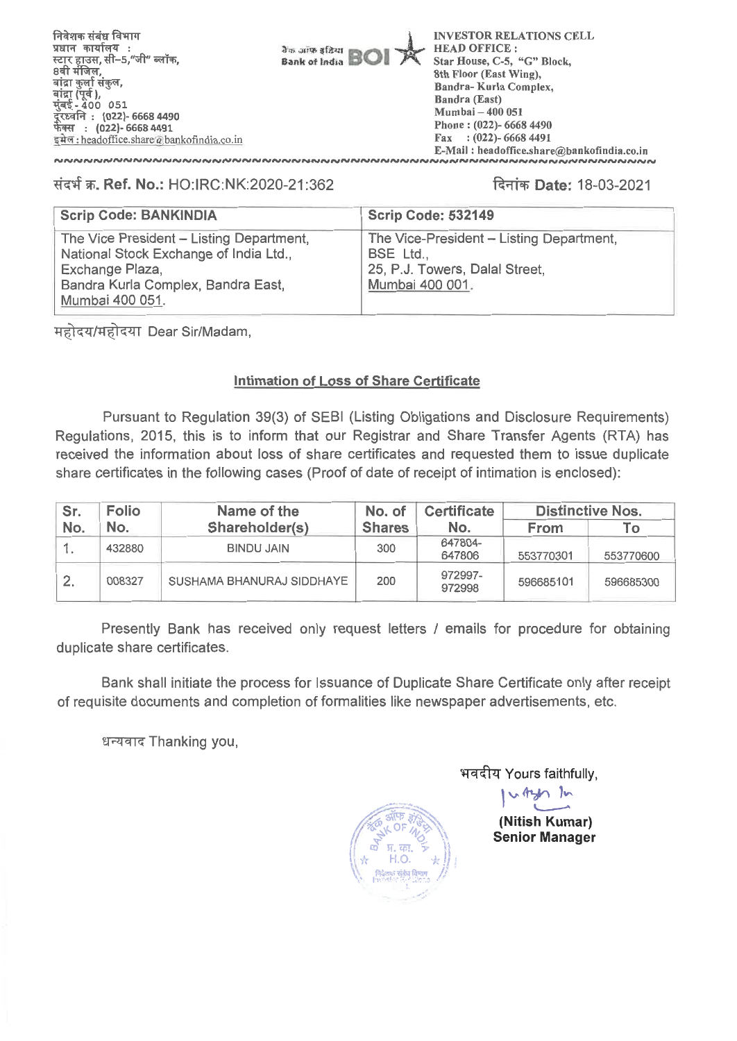निवेशक संबंध विभाग
प्रधान कार्यालय :
स्टार हाउस, सी–5,"जी" ब्लॉक,
8वी मंजिल,
बांद्रा कुर्ला संकुल,
बांद्रा (पूर्व),
मुंबई - 400 051
दूरध्वनि : (022)- 6668 4490
फैक्स : (022)- 6668 4491
इमेल : headoffice.share@bankofindia.co.in

बैंक ऑफ इंडिया Bank of India BOI

INVESTOR RELATIONS CELL
HEAD OFFICE :
Star House, C-5, "G" Block,
8th Floor (East Wing),
Bandra- Kurla Complex,
Bandra (East)
Mumbai – 400 051
Phone : (022)- 6668 4490
Fax : (022)- 6668 4491
E-Mail : headoffice.share@bankofindia.co.in

संदर्भ क्र. **Ref. No.:** HO:IRC:NK:2020-21:362

दिनांक **Date:** 18-03-2021

| Scrip Code: BANKINDIA | Scrip Code: 532149 |
|---|---|
| The Vice President – Listing Department, National Stock Exchange of India Ltd., Exchange Plaza, Bandra Kurla Complex, Bandra East, Mumbai 400 051. | The Vice-President – Listing Department, BSE Ltd., 25, P.J. Towers, Dalal Street, Mumbai 400 001. |

महोदय/महोदया Dear Sir/Madam,

## Intimation of Loss of Share Certificate

Pursuant to Regulation 39(3) of SEBI (Listing Obligations and Disclosure Requirements) Regulations, 2015, this is to inform that our Registrar and Share Transfer Agents (RTA) has received the information about loss of share certificates and requested them to issue duplicate share certificates in the following cases (Proof of date of receipt of intimation is enclosed):

| Sr. No. | Folio No. | Name of the Shareholder(s) | No. of Shares | Certificate No. | Distinctive Nos. | |
|---|---|---|---|---|---|---|
| | | | | | From | To |
| 1. | 432880 | BINDU JAIN | 300 | 647804-647806 | 553770301 | 553770600 |
| 2. | 008327 | SUSHAMA BHANURAJ SIDDHAYE | 200 | 972997-972998 | 596685101 | 596685300 |

Presently Bank has received only request letters / emails for procedure for obtaining duplicate share certificates.

Bank shall initiate the process for Issuance of Duplicate Share Certificate only after receipt of requisite documents and completion of formalities like newspaper advertisements, etc.

धन्यवाद Thanking you,

भवदीय Yours faithfully,

**(Nitish Kumar)**
**Senior Manager**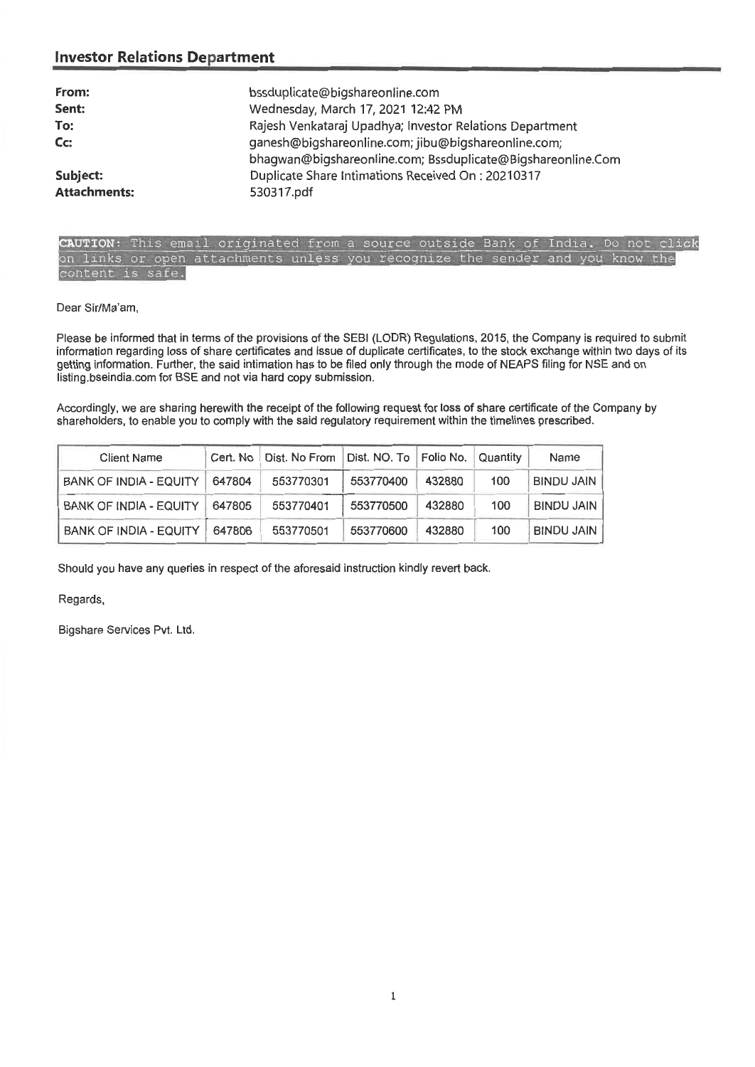## Investor Relations Department

**From:** bssduplicate@bigshareonline.com
**Sent:** Wednesday, March 17, 2021 12:42 PM
**To:** Rajesh Venkataraj Upadhya; Investor Relations Department
**Cc:** ganesh@bigshareonline.com; jibu@bigshareonline.com; bhagwan@bigshareonline.com; Bssduplicate@Bigshareonline.Com
**Subject:** Duplicate Share Intimations Received On : 20210317
**Attachments:** 530317.pdf

CAUTION: This email originated from a source outside Bank of India. Do not click on links or open attachments unless you recognize the sender and you know the content is safe.

Dear Sir/Ma'am,

Please be informed that in terms of the provisions of the SEBI (LODR) Regulations, 2015, the Company is required to submit information regarding loss of share certificates and issue of duplicate certificates, to the stock exchange within two days of its getting information. Further, the said intimation has to be filed only through the mode of NEAPS filing for NSE and on listing.bseindia.com for BSE and not via hard copy submission.

Accordingly, we are sharing herewith the receipt of the following request for loss of share certificate of the Company by shareholders, to enable you to comply with the said regulatory requirement within the timelines prescribed.

| Client Name | Cert. No | Dist. No From | Dist. NO. To | Folio No. | Quantity | Name |
|---|---|---|---|---|---|---|
| BANK OF INDIA - EQUITY | 647804 | 553770301 | 553770400 | 432880 | 100 | BINDU JAIN |
| BANK OF INDIA - EQUITY | 647805 | 553770401 | 553770500 | 432880 | 100 | BINDU JAIN |
| BANK OF INDIA - EQUITY | 647806 | 553770501 | 553770600 | 432880 | 100 | BINDU JAIN |

Should you have any queries in respect of the aforesaid instruction kindly revert back.

Regards,

Bigshare Services Pvt. Ltd.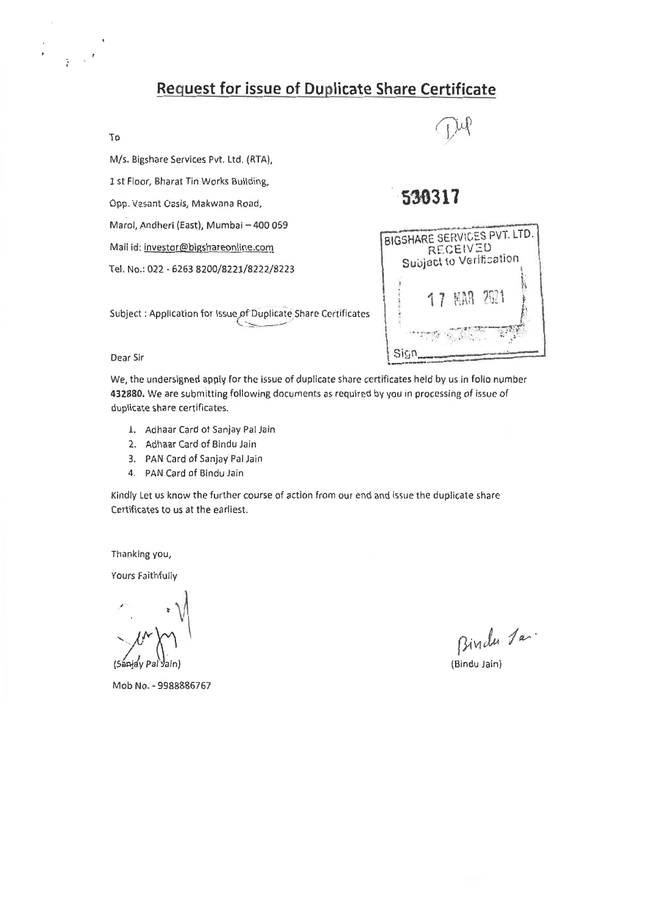# Request for issue of Duplicate Share Certificate

To

Dup

M/s. Bigshare Services Pvt. Ltd. (RTA),

1 st Floor, Bharat Tin Works Building,

Opp. Vasant Oasis, Makwana Road,

Marol, Andheri (East), Mumbai – 400 059

Mail id: investor@bigshareonline.com

Tel. No.: 022 - 6263 8200/8221/8222/8223

530317

BIGSHARE SERVICES PVT. LTD.
RECEIVED
Subject to Verification

17 MAR 2021

Sign

Subject : Application for Issue of Duplicate Share Certificates

Dear Sir

We, the undersigned apply for the issue of duplicate share certificates held by us in folio number **432880.** We are submitting following documents as required by you in processing of issue of duplicate share certificates.

1. Adhaar Card of Sanjay Pal Jain
2. Adhaar Card of Bindu Jain
3. PAN Card of Sanjay Pal Jain
4. PAN Card of Bindu Jain

Kindly Let us know the further course of action from our end and issue the duplicate share Certificates to us at the earliest.

Thanking you,

Yours Faithfully

(Sanjay Pal Jain)

Mob No. - 9988886767

(Bindu Jain)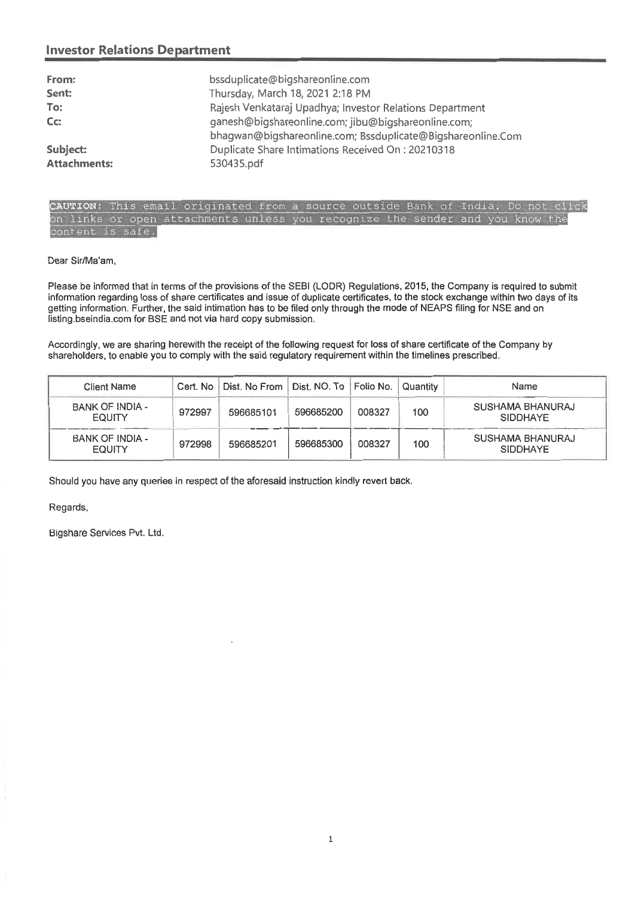## Investor Relations Department

| | |
|---|---|
| **From:** | bssduplicate@bigshareonline.com |
| **Sent:** | Thursday, March 18, 2021 2:18 PM |
| **To:** | Rajesh Venkataraj Upadhya; Investor Relations Department |
| **Cc:** | ganesh@bigshareonline.com; jibu@bigshareonline.com; bhagwan@bigshareonline.com; Bssduplicate@Bigshareonline.Com |
| **Subject:** | Duplicate Share Intimations Received On : 20210318 |
| **Attachments:** | 530435.pdf |

**CAUTION:** This email originated from a source outside Bank of India. Do not click on links or open attachments unless you recognize the sender and you know the content is safe.

Dear Sir/Ma'am,

Please be informed that in terms of the provisions of the SEBI (LODR) Regulations, 2015, the Company is required to submit information regarding loss of share certificates and issue of duplicate certificates, to the stock exchange within two days of its getting information. Further, the said intimation has to be filed only through the mode of NEAPS filing for NSE and on listing.bseindia.com for BSE and not via hard copy submission.

Accordingly, we are sharing herewith the receipt of the following request for loss of share certificate of the Company by shareholders, to enable you to comply with the said regulatory requirement within the timelines prescribed.

| Client Name | Cert. No | Dist. No From | Dist. NO. To | Folio No. | Quantity | Name |
|---|---|---|---|---|---|---|
| BANK OF INDIA - EQUITY | 972997 | 596685101 | 596685200 | 008327 | 100 | SUSHAMA BHANURAJ SIDDHAYE |
| BANK OF INDIA - EQUITY | 972998 | 596685201 | 596685300 | 008327 | 100 | SUSHAMA BHANURAJ SIDDHAYE |

Should you have any queries in respect of the aforesaid instruction kindly revert back.

Regards,

Bigshare Services Pvt. Ltd.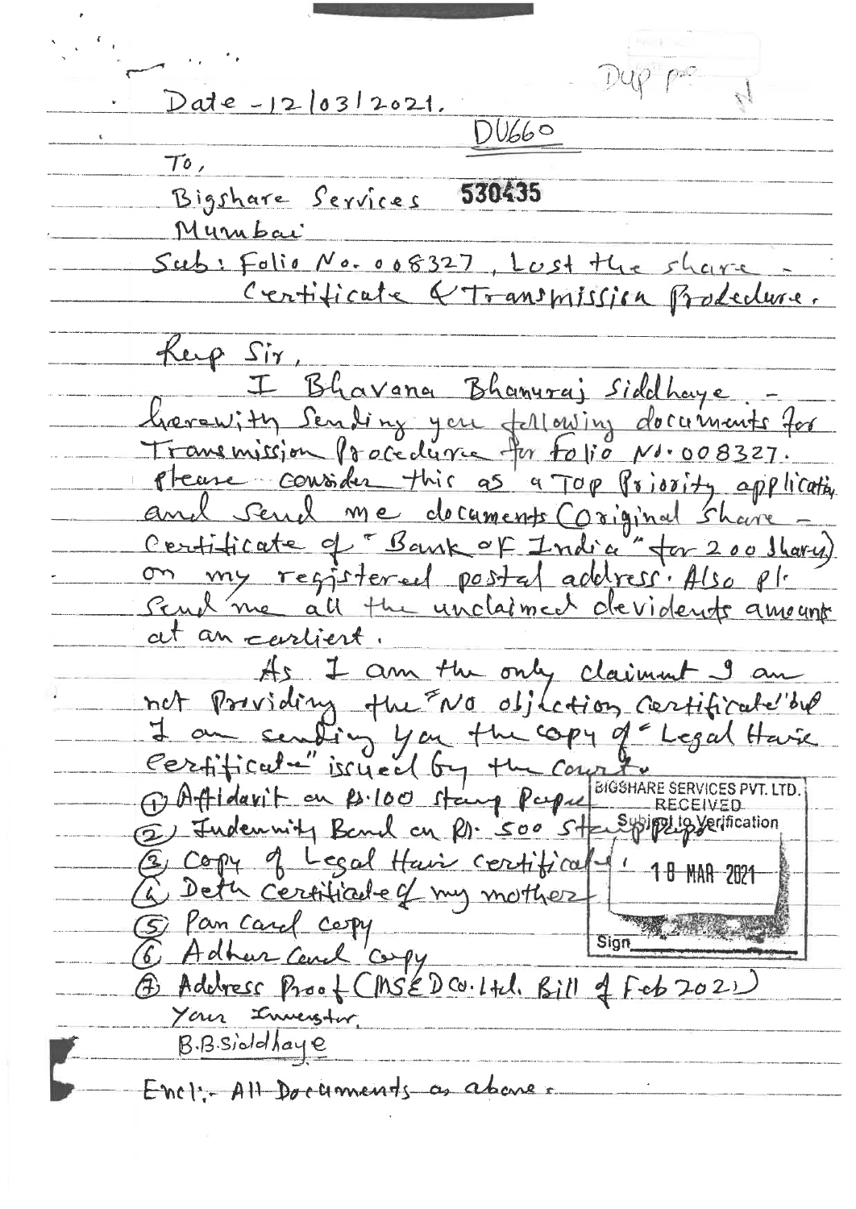Dup

Date - 12/03/2021.

DU660

To,

Bigshare Services 530435

Mumbai

Sub: Folio No. 008327, Lost the share - Certificate & Transmission Procedure.

Resp Sir,

I Bhavana Bhanuraj Siddhaye herewith sending you following documents for Transmission Procedure for folio No. 008327. Please consider this as a Top Priority application and send me documents (Original Share - Certificate of "Bank of India" for 200 shares) on my registered postal address. Also pl. send me all the unclaimed devidents amount at an earliest.

As I am the only claimant I am not providing the "No objection certificate" but I am sending you the copy of "Legal Haire Certificate" issued by the court.

1. Affidavit on Rs. 100 stamp Paper
2. Indemnity Bond on Rs. 500 stamp Paper
3. Copy of Legal Hair certificate
4. Deth Certificate of my mother
5. Pan Card copy
6. Adhar Card copy
7. Address Proof (MSEDCo. Ltd. Bill of Feb 2021)

BIGSHARE SERVICES PVT. LTD.
RECEIVED
Subject to Verification
18 MAR 2021
Sign

Your Investor,

B.B.Siddhaye

Encl:- All Documents as above.